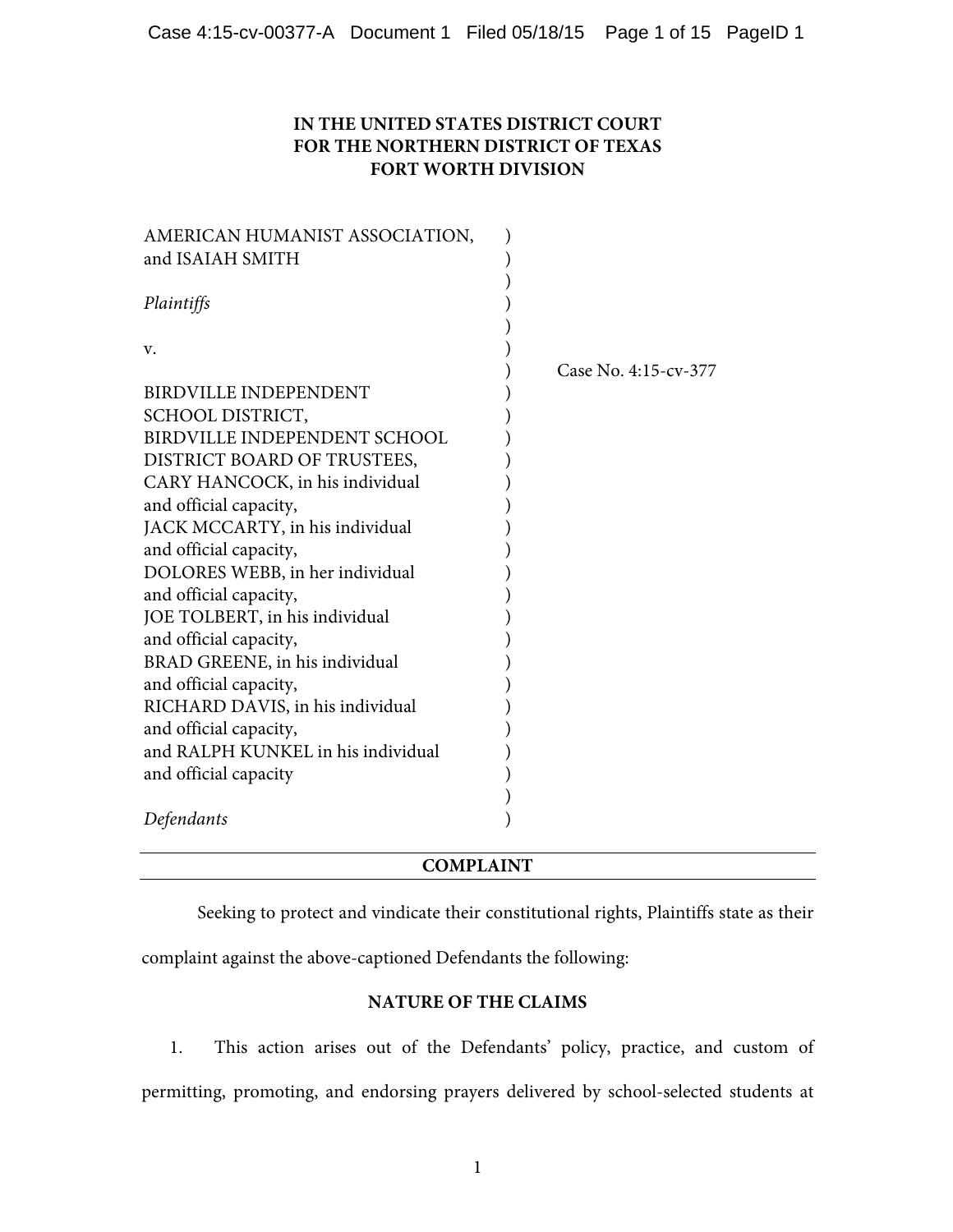**IN THE UNITED STATES DISTRICT COURT**
**FOR THE NORTHERN DISTRICT OF TEXAS**
**FORT WORTH DIVISION**

| | |
|---|---|
| AMERICAN HUMANIST ASSOCIATION, and ISAIAH SMITH | |
| *Plaintiffs* | |
| v. | Case No. 4:15-cv-377 |
| BIRDVILLE INDEPENDENT SCHOOL DISTRICT, BIRDVILLE INDEPENDENT SCHOOL DISTRICT BOARD OF TRUSTEES, CARY HANCOCK, in his individual and official capacity, JACK MCCARTY, in his individual and official capacity, DOLORES WEBB, in her individual and official capacity, JOE TOLBERT, in his individual and official capacity, BRAD GREENE, in his individual and official capacity, RICHARD DAVIS, in his individual and official capacity, and RALPH KUNKEL in his individual and official capacity | |
| *Defendants* | |

**COMPLAINT**

Seeking to protect and vindicate their constitutional rights, Plaintiffs state as their complaint against the above-captioned Defendants the following:

**NATURE OF THE CLAIMS**

1. This action arises out of the Defendants' policy, practice, and custom of permitting, promoting, and endorsing prayers delivered by school-selected students at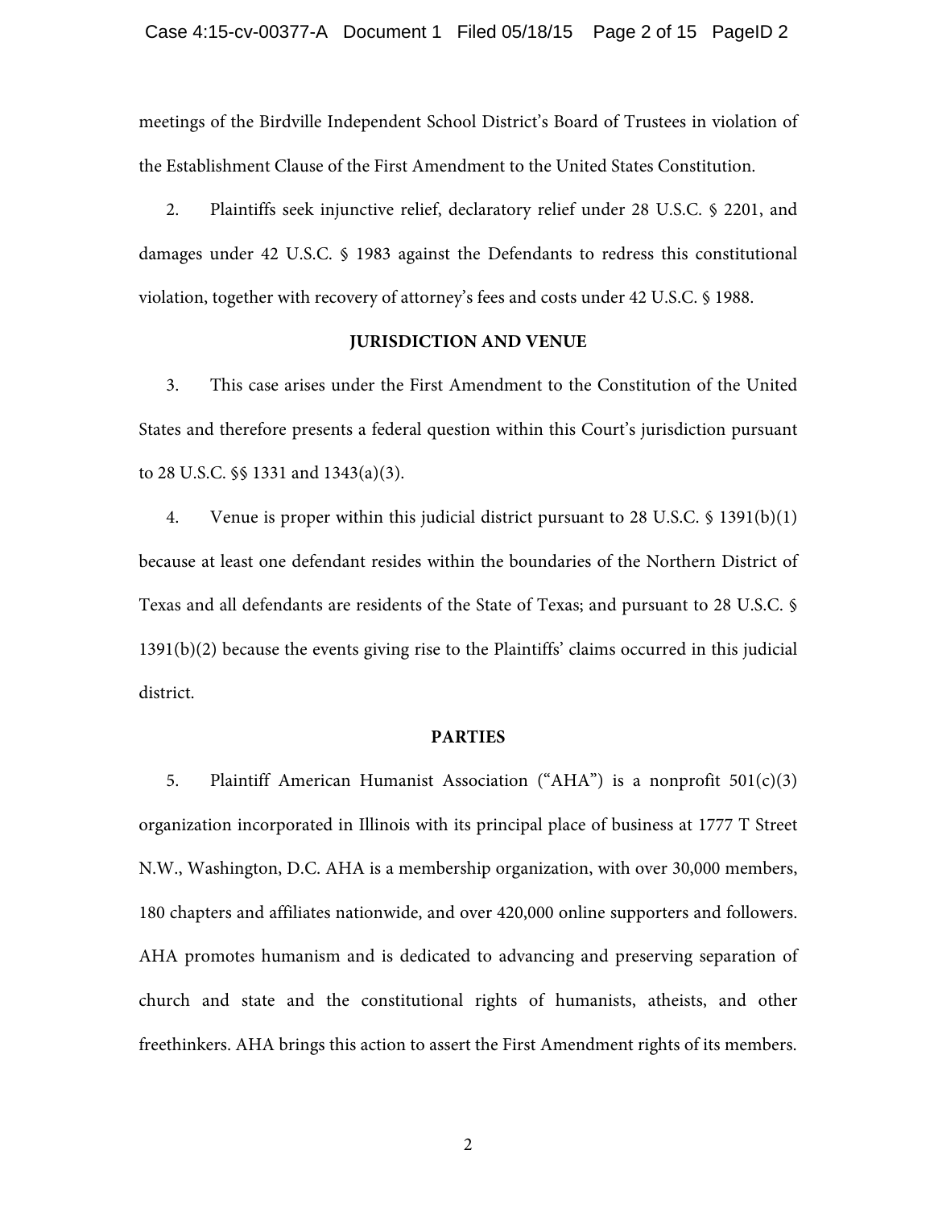meetings of the Birdville Independent School District's Board of Trustees in violation of the Establishment Clause of the First Amendment to the United States Constitution.

2. Plaintiffs seek injunctive relief, declaratory relief under 28 U.S.C. § 2201, and damages under 42 U.S.C. § 1983 against the Defendants to redress this constitutional violation, together with recovery of attorney's fees and costs under 42 U.S.C. § 1988.

**JURISDICTION AND VENUE**

3. This case arises under the First Amendment to the Constitution of the United States and therefore presents a federal question within this Court's jurisdiction pursuant to 28 U.S.C. §§ 1331 and 1343(a)(3).

4. Venue is proper within this judicial district pursuant to 28 U.S.C. § 1391(b)(1) because at least one defendant resides within the boundaries of the Northern District of Texas and all defendants are residents of the State of Texas; and pursuant to 28 U.S.C. § 1391(b)(2) because the events giving rise to the Plaintiffs' claims occurred in this judicial district.

**PARTIES**

5. Plaintiff American Humanist Association ("AHA") is a nonprofit 501(c)(3) organization incorporated in Illinois with its principal place of business at 1777 T Street N.W., Washington, D.C. AHA is a membership organization, with over 30,000 members, 180 chapters and affiliates nationwide, and over 420,000 online supporters and followers. AHA promotes humanism and is dedicated to advancing and preserving separation of church and state and the constitutional rights of humanists, atheists, and other freethinkers. AHA brings this action to assert the First Amendment rights of its members.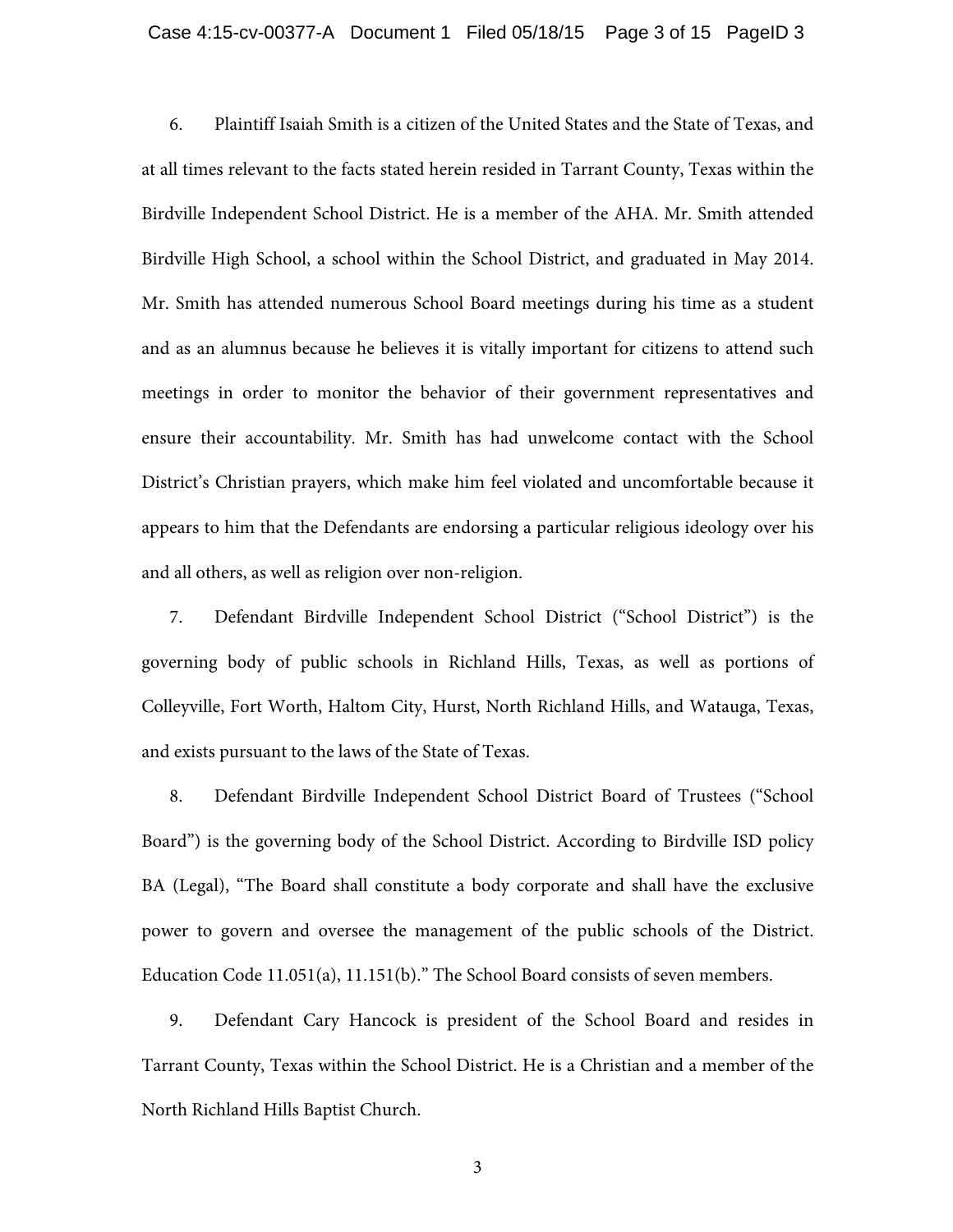6. Plaintiff Isaiah Smith is a citizen of the United States and the State of Texas, and at all times relevant to the facts stated herein resided in Tarrant County, Texas within the Birdville Independent School District. He is a member of the AHA. Mr. Smith attended Birdville High School, a school within the School District, and graduated in May 2014. Mr. Smith has attended numerous School Board meetings during his time as a student and as an alumnus because he believes it is vitally important for citizens to attend such meetings in order to monitor the behavior of their government representatives and ensure their accountability. Mr. Smith has had unwelcome contact with the School District's Christian prayers, which make him feel violated and uncomfortable because it appears to him that the Defendants are endorsing a particular religious ideology over his and all others, as well as religion over non-religion.

7. Defendant Birdville Independent School District ("School District") is the governing body of public schools in Richland Hills, Texas, as well as portions of Colleyville, Fort Worth, Haltom City, Hurst, North Richland Hills, and Watauga, Texas, and exists pursuant to the laws of the State of Texas.

8. Defendant Birdville Independent School District Board of Trustees ("School Board") is the governing body of the School District. According to Birdville ISD policy BA (Legal), "The Board shall constitute a body corporate and shall have the exclusive power to govern and oversee the management of the public schools of the District. Education Code 11.051(a), 11.151(b)." The School Board consists of seven members.

9. Defendant Cary Hancock is president of the School Board and resides in Tarrant County, Texas within the School District. He is a Christian and a member of the North Richland Hills Baptist Church.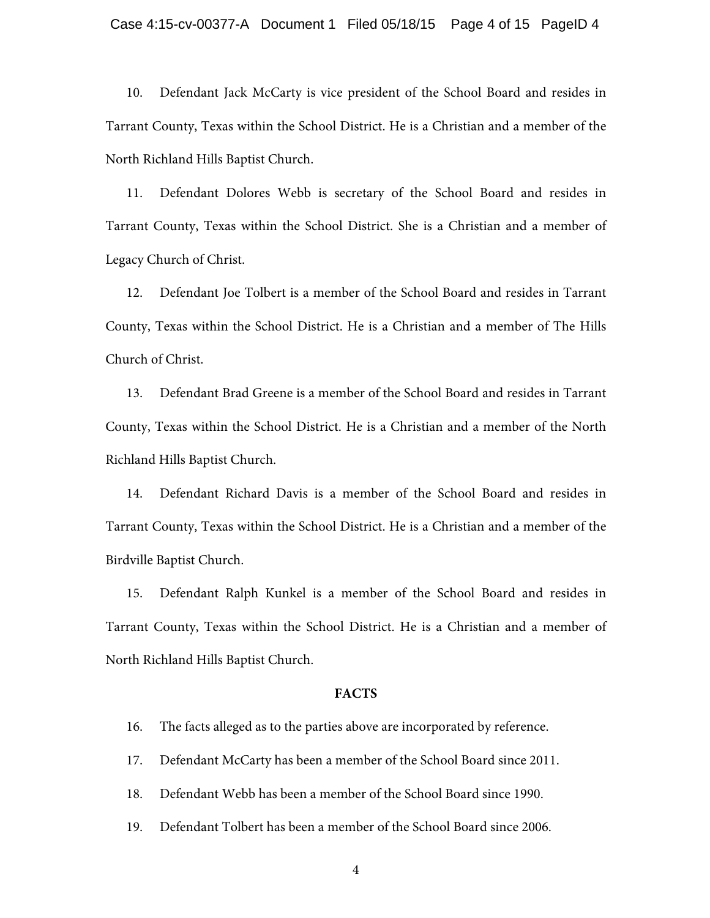10. Defendant Jack McCarty is vice president of the School Board and resides in Tarrant County, Texas within the School District. He is a Christian and a member of the North Richland Hills Baptist Church.

11. Defendant Dolores Webb is secretary of the School Board and resides in Tarrant County, Texas within the School District. She is a Christian and a member of Legacy Church of Christ.

12. Defendant Joe Tolbert is a member of the School Board and resides in Tarrant County, Texas within the School District. He is a Christian and a member of The Hills Church of Christ.

13. Defendant Brad Greene is a member of the School Board and resides in Tarrant County, Texas within the School District. He is a Christian and a member of the North Richland Hills Baptist Church.

14. Defendant Richard Davis is a member of the School Board and resides in Tarrant County, Texas within the School District. He is a Christian and a member of the Birdville Baptist Church.

15. Defendant Ralph Kunkel is a member of the School Board and resides in Tarrant County, Texas within the School District. He is a Christian and a member of North Richland Hills Baptist Church.

**FACTS**

16. The facts alleged as to the parties above are incorporated by reference.

17. Defendant McCarty has been a member of the School Board since 2011.

18. Defendant Webb has been a member of the School Board since 1990.

19. Defendant Tolbert has been a member of the School Board since 2006.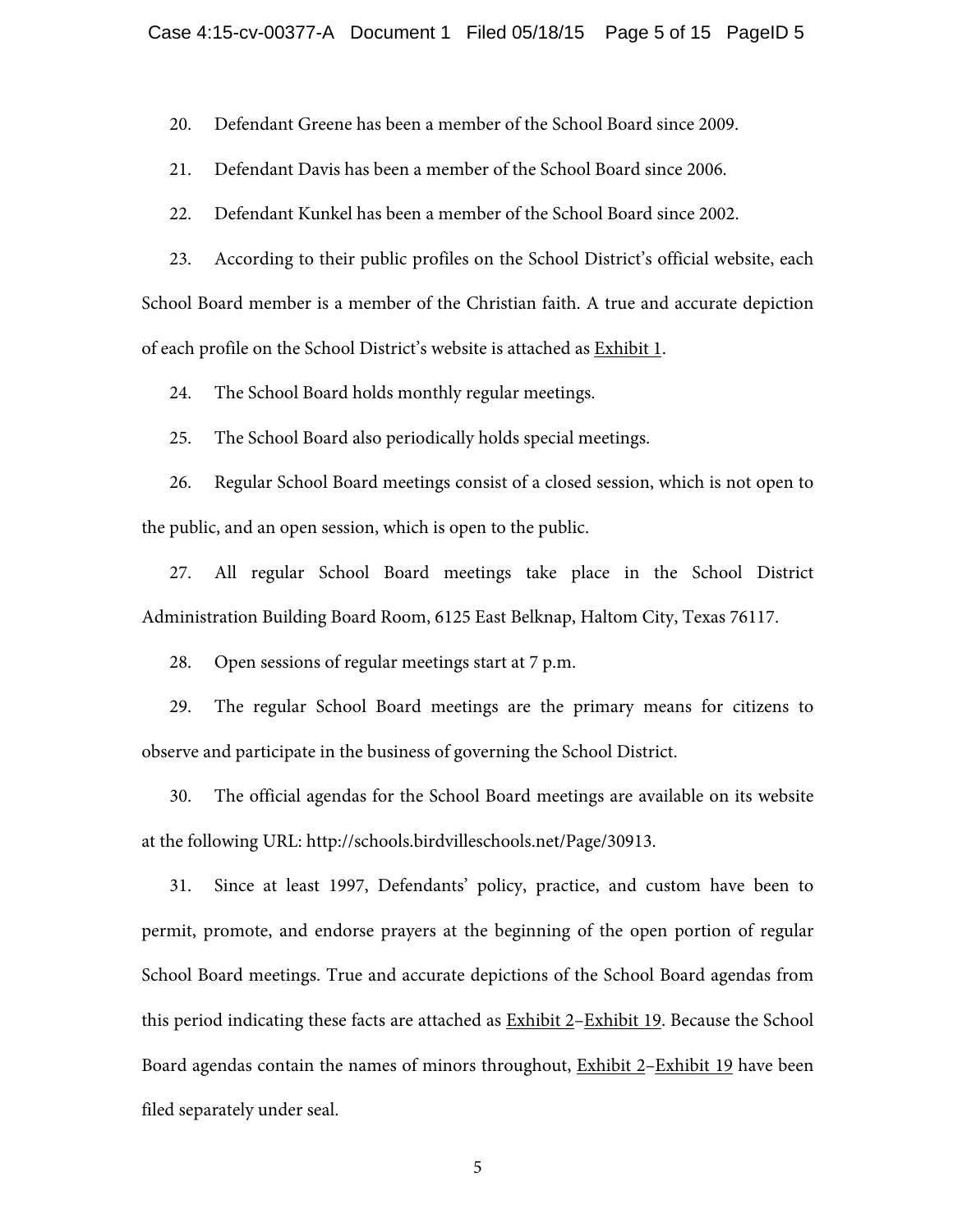20. Defendant Greene has been a member of the School Board since 2009.

21. Defendant Davis has been a member of the School Board since 2006.

22. Defendant Kunkel has been a member of the School Board since 2002.

23. According to their public profiles on the School District's official website, each School Board member is a member of the Christian faith. A true and accurate depiction of each profile on the School District's website is attached as Exhibit 1.

24. The School Board holds monthly regular meetings.

25. The School Board also periodically holds special meetings.

26. Regular School Board meetings consist of a closed session, which is not open to the public, and an open session, which is open to the public.

27. All regular School Board meetings take place in the School District Administration Building Board Room, 6125 East Belknap, Haltom City, Texas 76117.

28. Open sessions of regular meetings start at 7 p.m.

29. The regular School Board meetings are the primary means for citizens to observe and participate in the business of governing the School District.

30. The official agendas for the School Board meetings are available on its website at the following URL: http://schools.birdvilleschools.net/Page/30913.

31. Since at least 1997, Defendants' policy, practice, and custom have been to permit, promote, and endorse prayers at the beginning of the open portion of regular School Board meetings. True and accurate depictions of the School Board agendas from this period indicating these facts are attached as Exhibit 2–Exhibit 19. Because the School Board agendas contain the names of minors throughout, Exhibit 2–Exhibit 19 have been filed separately under seal.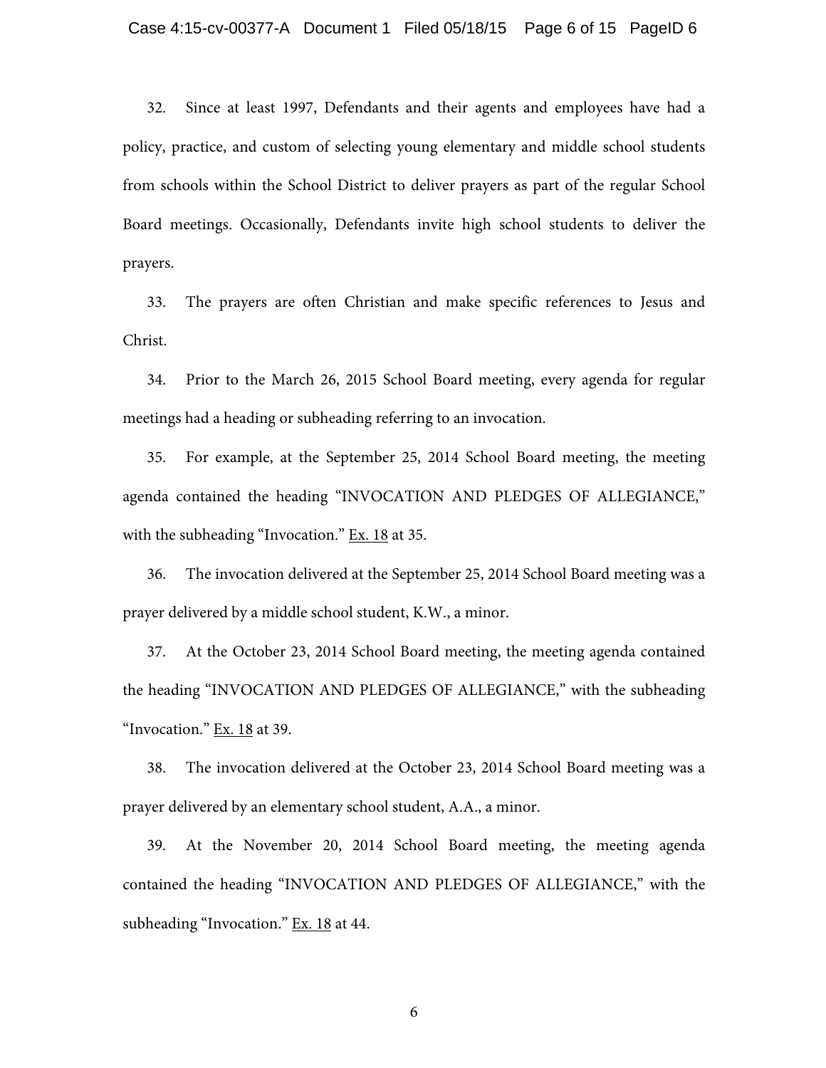32. Since at least 1997, Defendants and their agents and employees have had a policy, practice, and custom of selecting young elementary and middle school students from schools within the School District to deliver prayers as part of the regular School Board meetings. Occasionally, Defendants invite high school students to deliver the prayers.

33. The prayers are often Christian and make specific references to Jesus and Christ.

34. Prior to the March 26, 2015 School Board meeting, every agenda for regular meetings had a heading or subheading referring to an invocation.

35. For example, at the September 25, 2014 School Board meeting, the meeting agenda contained the heading "INVOCATION AND PLEDGES OF ALLEGIANCE," with the subheading "Invocation." Ex. 18 at 35.

36. The invocation delivered at the September 25, 2014 School Board meeting was a prayer delivered by a middle school student, K.W., a minor.

37. At the October 23, 2014 School Board meeting, the meeting agenda contained the heading "INVOCATION AND PLEDGES OF ALLEGIANCE," with the subheading "Invocation." Ex. 18 at 39.

38. The invocation delivered at the October 23, 2014 School Board meeting was a prayer delivered by an elementary school student, A.A., a minor.

39. At the November 20, 2014 School Board meeting, the meeting agenda contained the heading "INVOCATION AND PLEDGES OF ALLEGIANCE," with the subheading "Invocation." Ex. 18 at 44.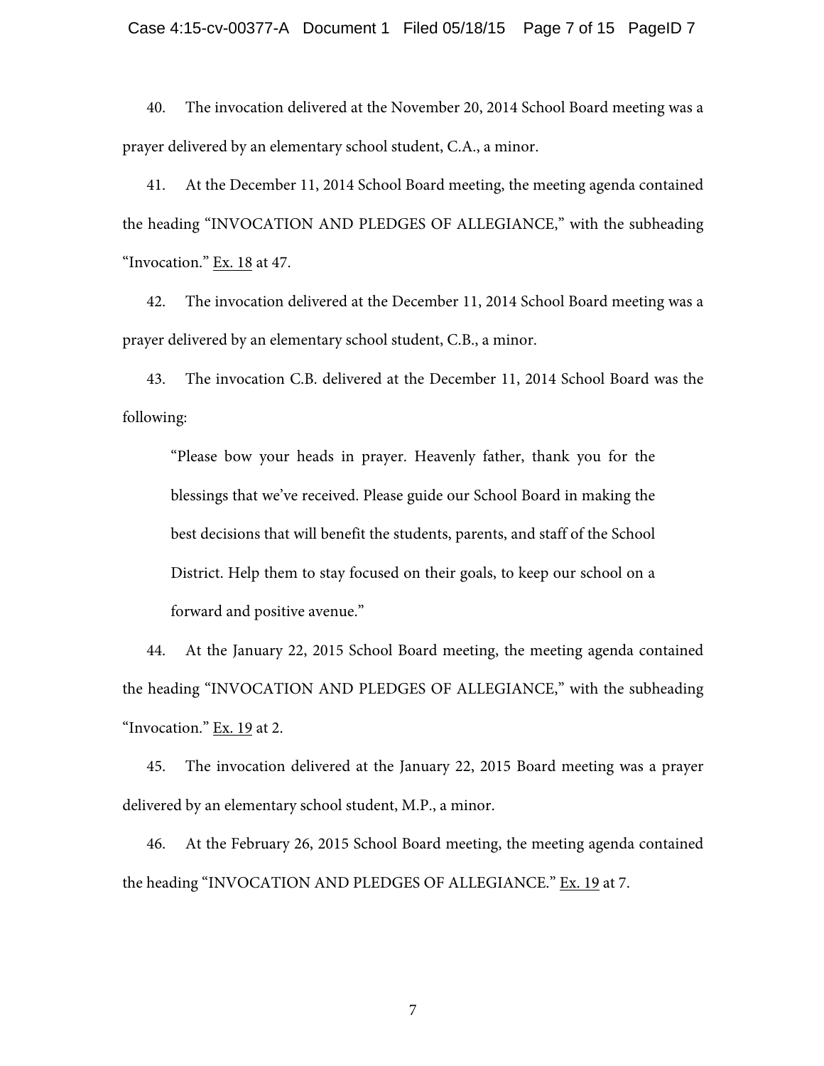40. The invocation delivered at the November 20, 2014 School Board meeting was a prayer delivered by an elementary school student, C.A., a minor.

41. At the December 11, 2014 School Board meeting, the meeting agenda contained the heading "INVOCATION AND PLEDGES OF ALLEGIANCE," with the subheading "Invocation." Ex. 18 at 47.

42. The invocation delivered at the December 11, 2014 School Board meeting was a prayer delivered by an elementary school student, C.B., a minor.

43. The invocation C.B. delivered at the December 11, 2014 School Board was the following:

> "Please bow your heads in prayer. Heavenly father, thank you for the blessings that we've received. Please guide our School Board in making the best decisions that will benefit the students, parents, and staff of the School District. Help them to stay focused on their goals, to keep our school on a forward and positive avenue."

44. At the January 22, 2015 School Board meeting, the meeting agenda contained the heading "INVOCATION AND PLEDGES OF ALLEGIANCE," with the subheading "Invocation." Ex. 19 at 2.

45. The invocation delivered at the January 22, 2015 Board meeting was a prayer delivered by an elementary school student, M.P., a minor.

46. At the February 26, 2015 School Board meeting, the meeting agenda contained the heading "INVOCATION AND PLEDGES OF ALLEGIANCE." Ex. 19 at 7.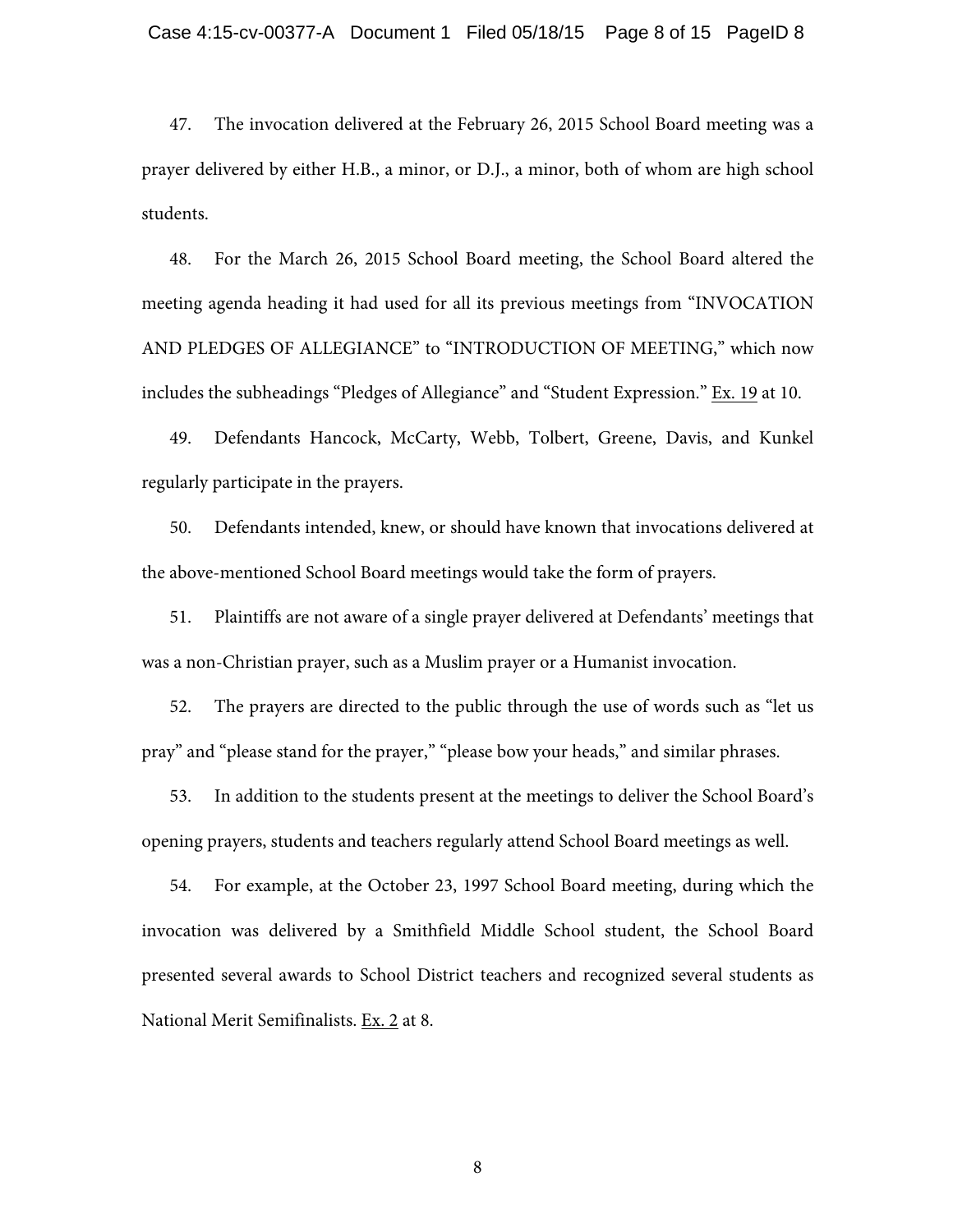47. The invocation delivered at the February 26, 2015 School Board meeting was a prayer delivered by either H.B., a minor, or D.J., a minor, both of whom are high school students.

48. For the March 26, 2015 School Board meeting, the School Board altered the meeting agenda heading it had used for all its previous meetings from "INVOCATION AND PLEDGES OF ALLEGIANCE" to "INTRODUCTION OF MEETING," which now includes the subheadings "Pledges of Allegiance" and "Student Expression." Ex. 19 at 10.

49. Defendants Hancock, McCarty, Webb, Tolbert, Greene, Davis, and Kunkel regularly participate in the prayers.

50. Defendants intended, knew, or should have known that invocations delivered at the above-mentioned School Board meetings would take the form of prayers.

51. Plaintiffs are not aware of a single prayer delivered at Defendants' meetings that was a non-Christian prayer, such as a Muslim prayer or a Humanist invocation.

52. The prayers are directed to the public through the use of words such as "let us pray" and "please stand for the prayer," "please bow your heads," and similar phrases.

53. In addition to the students present at the meetings to deliver the School Board's opening prayers, students and teachers regularly attend School Board meetings as well.

54. For example, at the October 23, 1997 School Board meeting, during which the invocation was delivered by a Smithfield Middle School student, the School Board presented several awards to School District teachers and recognized several students as National Merit Semifinalists. Ex. 2 at 8.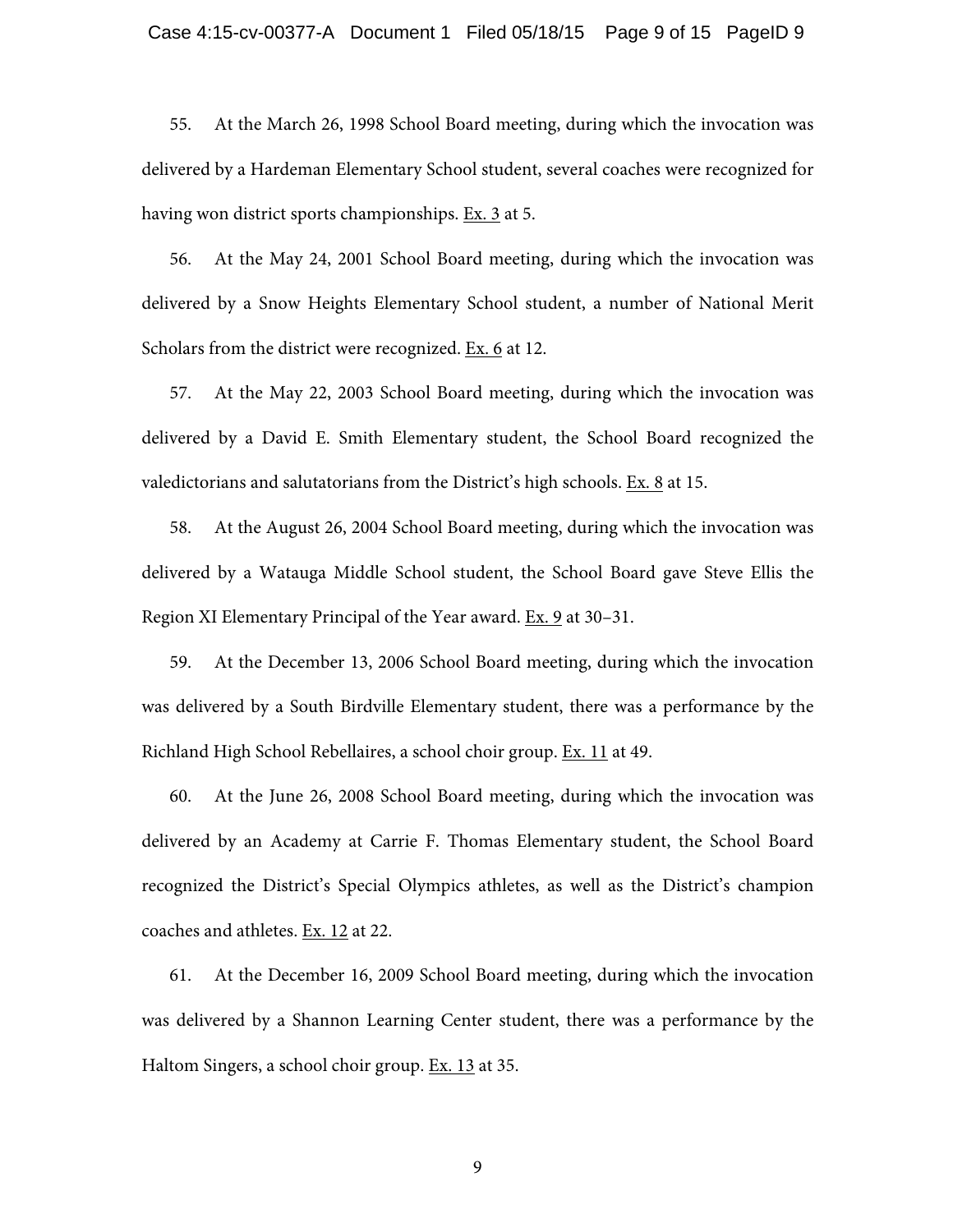55. At the March 26, 1998 School Board meeting, during which the invocation was delivered by a Hardeman Elementary School student, several coaches were recognized for having won district sports championships. Ex. 3 at 5.

56. At the May 24, 2001 School Board meeting, during which the invocation was delivered by a Snow Heights Elementary School student, a number of National Merit Scholars from the district were recognized. Ex. 6 at 12.

57. At the May 22, 2003 School Board meeting, during which the invocation was delivered by a David E. Smith Elementary student, the School Board recognized the valedictorians and salutatorians from the District's high schools. Ex. 8 at 15.

58. At the August 26, 2004 School Board meeting, during which the invocation was delivered by a Watauga Middle School student, the School Board gave Steve Ellis the Region XI Elementary Principal of the Year award. Ex. 9 at 30–31.

59. At the December 13, 2006 School Board meeting, during which the invocation was delivered by a South Birdville Elementary student, there was a performance by the Richland High School Rebellaires, a school choir group. Ex. 11 at 49.

60. At the June 26, 2008 School Board meeting, during which the invocation was delivered by an Academy at Carrie F. Thomas Elementary student, the School Board recognized the District's Special Olympics athletes, as well as the District's champion coaches and athletes. Ex. 12 at 22.

61. At the December 16, 2009 School Board meeting, during which the invocation was delivered by a Shannon Learning Center student, there was a performance by the Haltom Singers, a school choir group. Ex. 13 at 35.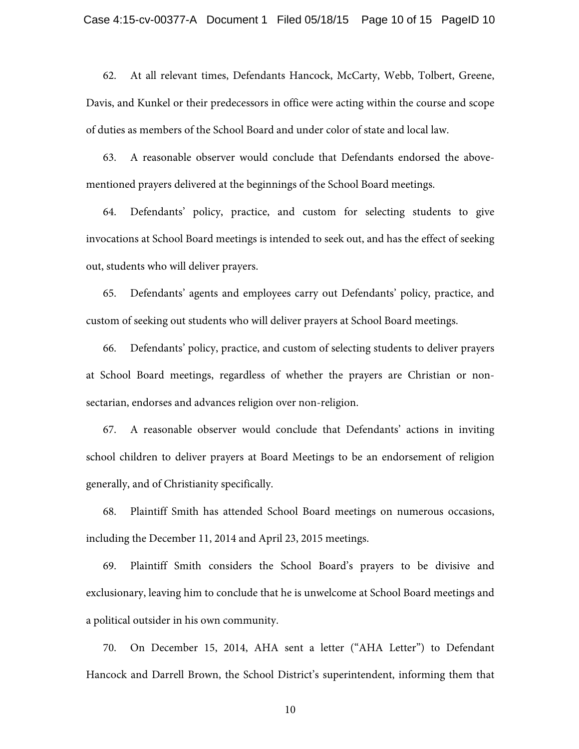62. At all relevant times, Defendants Hancock, McCarty, Webb, Tolbert, Greene, Davis, and Kunkel or their predecessors in office were acting within the course and scope of duties as members of the School Board and under color of state and local law.

63. A reasonable observer would conclude that Defendants endorsed the above-mentioned prayers delivered at the beginnings of the School Board meetings.

64. Defendants' policy, practice, and custom for selecting students to give invocations at School Board meetings is intended to seek out, and has the effect of seeking out, students who will deliver prayers.

65. Defendants' agents and employees carry out Defendants' policy, practice, and custom of seeking out students who will deliver prayers at School Board meetings.

66. Defendants' policy, practice, and custom of selecting students to deliver prayers at School Board meetings, regardless of whether the prayers are Christian or non-sectarian, endorses and advances religion over non-religion.

67. A reasonable observer would conclude that Defendants' actions in inviting school children to deliver prayers at Board Meetings to be an endorsement of religion generally, and of Christianity specifically.

68. Plaintiff Smith has attended School Board meetings on numerous occasions, including the December 11, 2014 and April 23, 2015 meetings.

69. Plaintiff Smith considers the School Board's prayers to be divisive and exclusionary, leaving him to conclude that he is unwelcome at School Board meetings and a political outsider in his own community.

70. On December 15, 2014, AHA sent a letter ("AHA Letter") to Defendant Hancock and Darrell Brown, the School District's superintendent, informing them that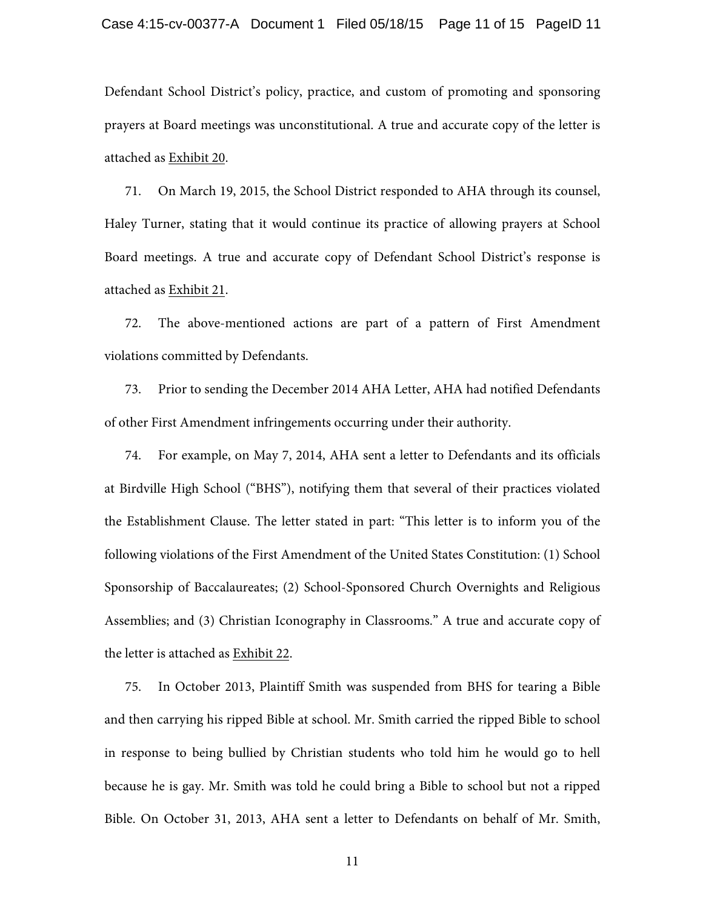Defendant School District's policy, practice, and custom of promoting and sponsoring prayers at Board meetings was unconstitutional. A true and accurate copy of the letter is attached as <u>Exhibit 20</u>.

71. On March 19, 2015, the School District responded to AHA through its counsel, Haley Turner, stating that it would continue its practice of allowing prayers at School Board meetings. A true and accurate copy of Defendant School District's response is attached as <u>Exhibit 21</u>.

72. The above-mentioned actions are part of a pattern of First Amendment violations committed by Defendants.

73. Prior to sending the December 2014 AHA Letter, AHA had notified Defendants of other First Amendment infringements occurring under their authority.

74. For example, on May 7, 2014, AHA sent a letter to Defendants and its officials at Birdville High School ("BHS"), notifying them that several of their practices violated the Establishment Clause. The letter stated in part: "This letter is to inform you of the following violations of the First Amendment of the United States Constitution: (1) School Sponsorship of Baccalaureates; (2) School-Sponsored Church Overnights and Religious Assemblies; and (3) Christian Iconography in Classrooms." A true and accurate copy of the letter is attached as <u>Exhibit 22</u>.

75. In October 2013, Plaintiff Smith was suspended from BHS for tearing a Bible and then carrying his ripped Bible at school. Mr. Smith carried the ripped Bible to school in response to being bullied by Christian students who told him he would go to hell because he is gay. Mr. Smith was told he could bring a Bible to school but not a ripped Bible. On October 31, 2013, AHA sent a letter to Defendants on behalf of Mr. Smith,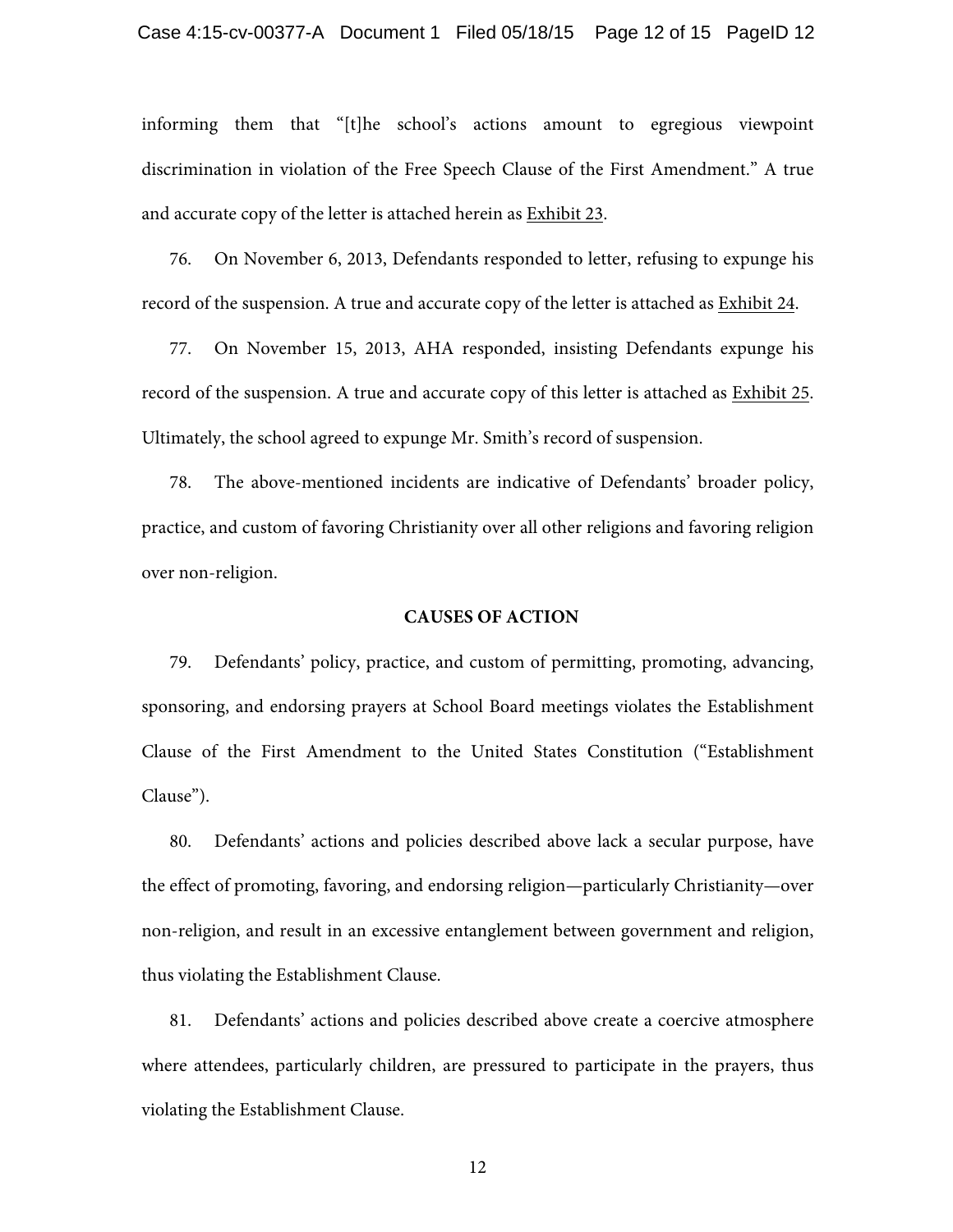informing them that "[t]he school's actions amount to egregious viewpoint discrimination in violation of the Free Speech Clause of the First Amendment." A true and accurate copy of the letter is attached herein as Exhibit 23.

76. On November 6, 2013, Defendants responded to letter, refusing to expunge his record of the suspension. A true and accurate copy of the letter is attached as Exhibit 24.

77. On November 15, 2013, AHA responded, insisting Defendants expunge his record of the suspension. A true and accurate copy of this letter is attached as Exhibit 25. Ultimately, the school agreed to expunge Mr. Smith's record of suspension.

78. The above-mentioned incidents are indicative of Defendants' broader policy, practice, and custom of favoring Christianity over all other religions and favoring religion over non-religion.

## CAUSES OF ACTION

79. Defendants' policy, practice, and custom of permitting, promoting, advancing, sponsoring, and endorsing prayers at School Board meetings violates the Establishment Clause of the First Amendment to the United States Constitution ("Establishment Clause").

80. Defendants' actions and policies described above lack a secular purpose, have the effect of promoting, favoring, and endorsing religion—particularly Christianity—over non-religion, and result in an excessive entanglement between government and religion, thus violating the Establishment Clause.

81. Defendants' actions and policies described above create a coercive atmosphere where attendees, particularly children, are pressured to participate in the prayers, thus violating the Establishment Clause.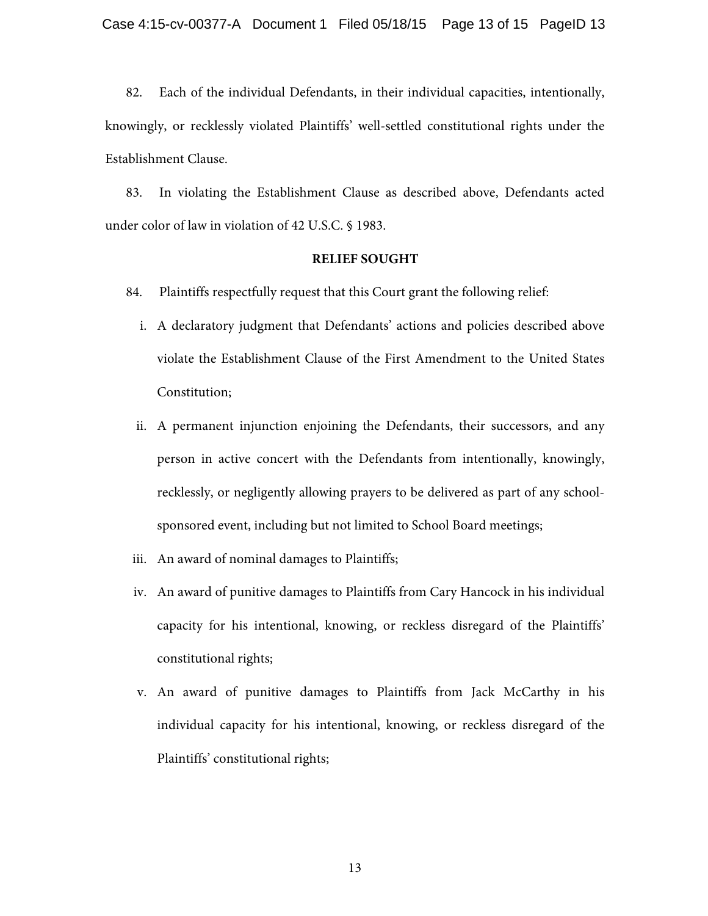82. Each of the individual Defendants, in their individual capacities, intentionally, knowingly, or recklessly violated Plaintiffs' well-settled constitutional rights under the Establishment Clause.

83. In violating the Establishment Clause as described above, Defendants acted under color of law in violation of 42 U.S.C. § 1983.

**RELIEF SOUGHT**

84. Plaintiffs respectfully request that this Court grant the following relief:

i. A declaratory judgment that Defendants' actions and policies described above violate the Establishment Clause of the First Amendment to the United States Constitution;

ii. A permanent injunction enjoining the Defendants, their successors, and any person in active concert with the Defendants from intentionally, knowingly, recklessly, or negligently allowing prayers to be delivered as part of any school-sponsored event, including but not limited to School Board meetings;

iii. An award of nominal damages to Plaintiffs;

iv. An award of punitive damages to Plaintiffs from Cary Hancock in his individual capacity for his intentional, knowing, or reckless disregard of the Plaintiffs' constitutional rights;

v. An award of punitive damages to Plaintiffs from Jack McCarthy in his individual capacity for his intentional, knowing, or reckless disregard of the Plaintiffs' constitutional rights;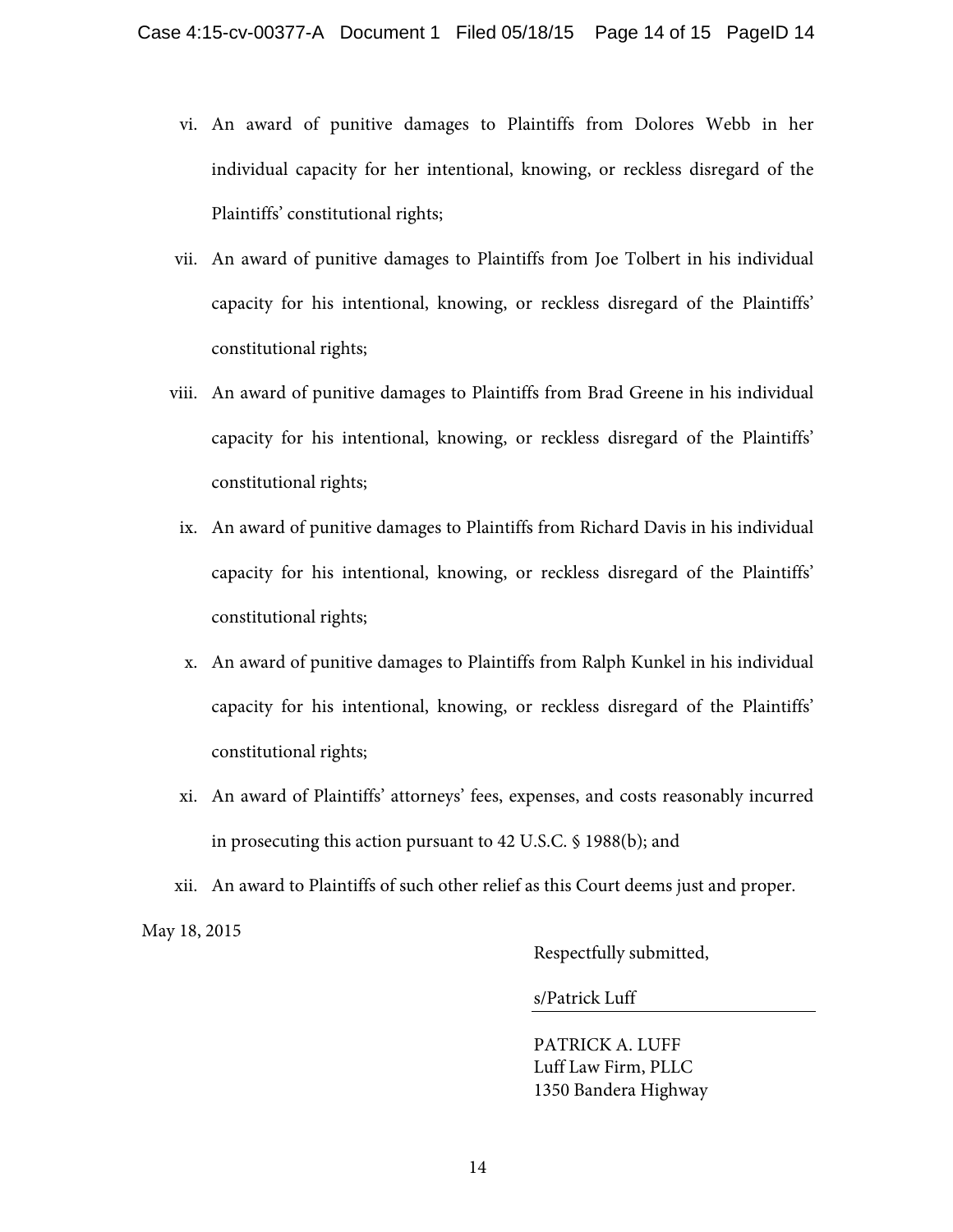vi. An award of punitive damages to Plaintiffs from Dolores Webb in her individual capacity for her intentional, knowing, or reckless disregard of the Plaintiffs' constitutional rights;

vii. An award of punitive damages to Plaintiffs from Joe Tolbert in his individual capacity for his intentional, knowing, or reckless disregard of the Plaintiffs' constitutional rights;

viii. An award of punitive damages to Plaintiffs from Brad Greene in his individual capacity for his intentional, knowing, or reckless disregard of the Plaintiffs' constitutional rights;

ix. An award of punitive damages to Plaintiffs from Richard Davis in his individual capacity for his intentional, knowing, or reckless disregard of the Plaintiffs' constitutional rights;

x. An award of punitive damages to Plaintiffs from Ralph Kunkel in his individual capacity for his intentional, knowing, or reckless disregard of the Plaintiffs' constitutional rights;

xi. An award of Plaintiffs' attorneys' fees, expenses, and costs reasonably incurred in prosecuting this action pursuant to 42 U.S.C. § 1988(b); and

xii. An award to Plaintiffs of such other relief as this Court deems just and proper.

May 18, 2015

Respectfully submitted,

s/Patrick Luff

PATRICK A. LUFF
Luff Law Firm, PLLC
1350 Bandera Highway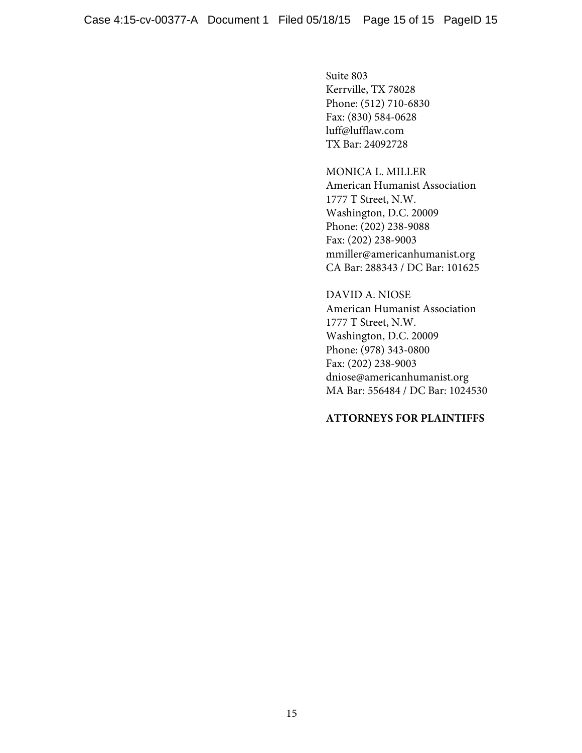Suite 803
Kerrville, TX 78028
Phone: (512) 710-6830
Fax: (830) 584-0628
luff@lufflaw.com
TX Bar: 24092728

MONICA L. MILLER
American Humanist Association
1777 T Street, N.W.
Washington, D.C. 20009
Phone: (202) 238-9088
Fax: (202) 238-9003
mmiller@americanhumanist.org
CA Bar: 288343 / DC Bar: 101625

DAVID A. NIOSE
American Humanist Association
1777 T Street, N.W.
Washington, D.C. 20009
Phone: (978) 343-0800
Fax: (202) 238-9003
dniose@americanhumanist.org
MA Bar: 556484 / DC Bar: 1024530

**ATTORNEYS FOR PLAINTIFFS**